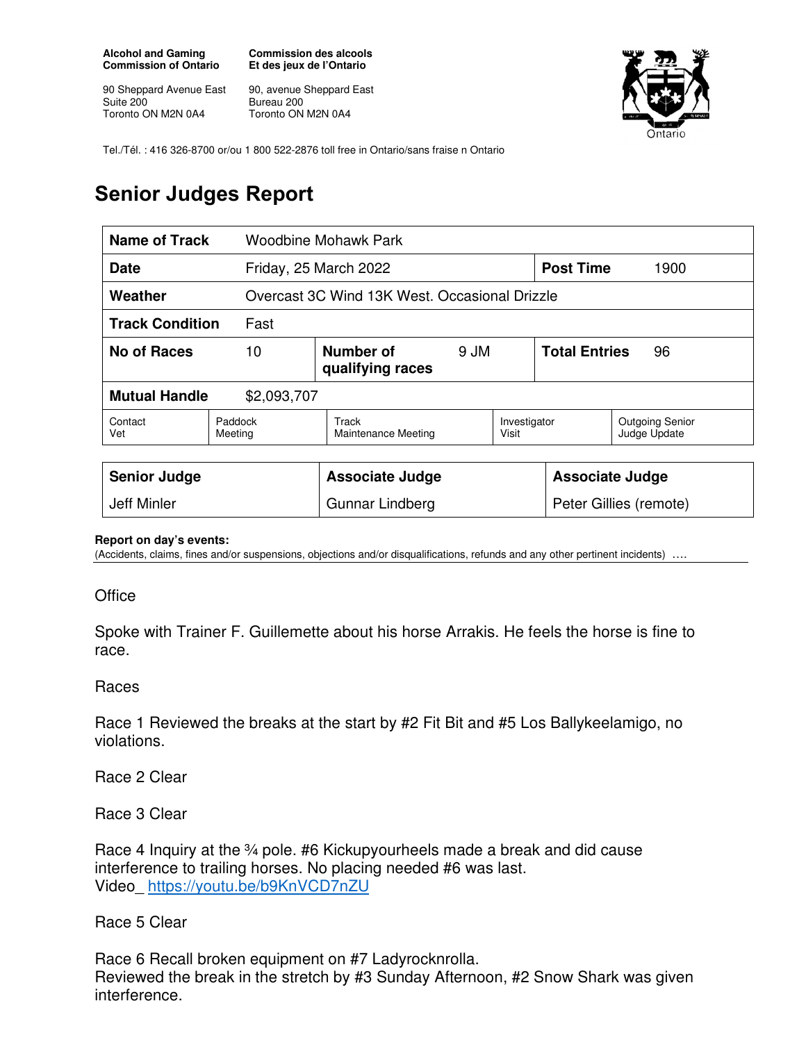**Alcohol and Gaming Commission of Ontario**

90 Sheppard Avenue East
Suite 200
Toronto ON M2N 0A4

**Commission des alcools Et des jeux de l'Ontario**

90, avenue Sheppard East
Bureau 200
Toronto ON M2N 0A4

Tel./Tél. : 416 326-8700 or/ou 1 800 522-2876 toll free in Ontario/sans fraise n Ontario

# Senior Judges Report

| **Name of Track** | Woodbine Mohawk Park | | | | |
|---|---|---|---|---|---|
| **Date** | Friday, 25 March 2022 | | | **Post Time** | 1900 |
| **Weather** | Overcast 3C Wind 13K West. Occasional Drizzle | | | | |
| **Track Condition** | Fast | | | | |
| **No of Races** | 10 | **Number of qualifying races** | 9 JM | **Total Entries** | 96 |
| **Mutual Handle** | $2,093,707 | | | | |

| Contact Vet | Paddock Meeting | Track Maintenance Meeting | Investigator Visit | Outgoing Senior Judge Update |
|---|---|---|---|---|

| **Senior Judge** | **Associate Judge** | **Associate Judge** |
|---|---|---|
| Jeff Minler | Gunnar Lindberg | Peter Gillies (remote) |

**Report on day's events:**
(Accidents, claims, fines and/or suspensions, objections and/or disqualifications, refunds and any other pertinent incidents) ….

Office

Spoke with Trainer F. Guillemette about his horse Arrakis. He feels the horse is fine to race.

Races

Race 1 Reviewed the breaks at the start by #2 Fit Bit and #5 Los Ballykeelamigo, no violations.

Race 2 Clear

Race 3 Clear

Race 4 Inquiry at the ¾ pole. #6 Kickupyourheels made a break and did cause interference to trailing horses. No placing needed #6 was last.
Video_ https://youtu.be/b9KnVCD7nZU

Race 5 Clear

Race 6 Recall broken equipment on #7 Ladyrocknrolla.
Reviewed the break in the stretch by #3 Sunday Afternoon, #2 Snow Shark was given interference.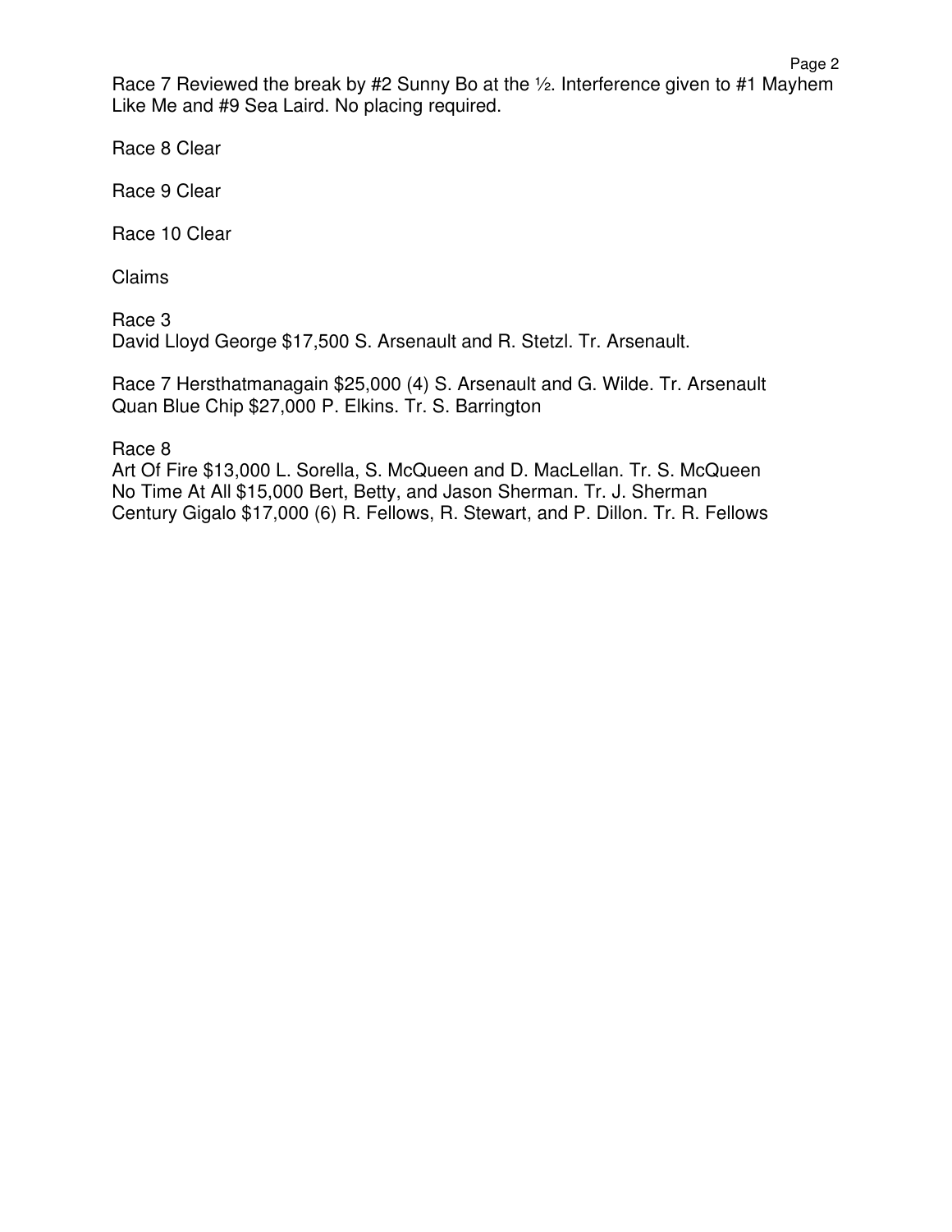Race 7 Reviewed the break by #2 Sunny Bo at the ½. Interference given to #1 Mayhem Like Me and #9 Sea Laird. No placing required.

Race 8 Clear

Race 9 Clear

Race 10 Clear

Claims

Race 3
David Lloyd George $17,500 S. Arsenault and R. Stetzl. Tr. Arsenault.

Race 7 Hersthatmanagain $25,000 (4) S. Arsenault and G. Wilde. Tr. Arsenault
Quan Blue Chip $27,000 P. Elkins. Tr. S. Barrington

Race 8
Art Of Fire $13,000 L. Sorella, S. McQueen and D. MacLellan. Tr. S. McQueen
No Time At All $15,000 Bert, Betty, and Jason Sherman. Tr. J. Sherman
Century Gigalo $17,000 (6) R. Fellows, R. Stewart, and P. Dillon. Tr. R. Fellows